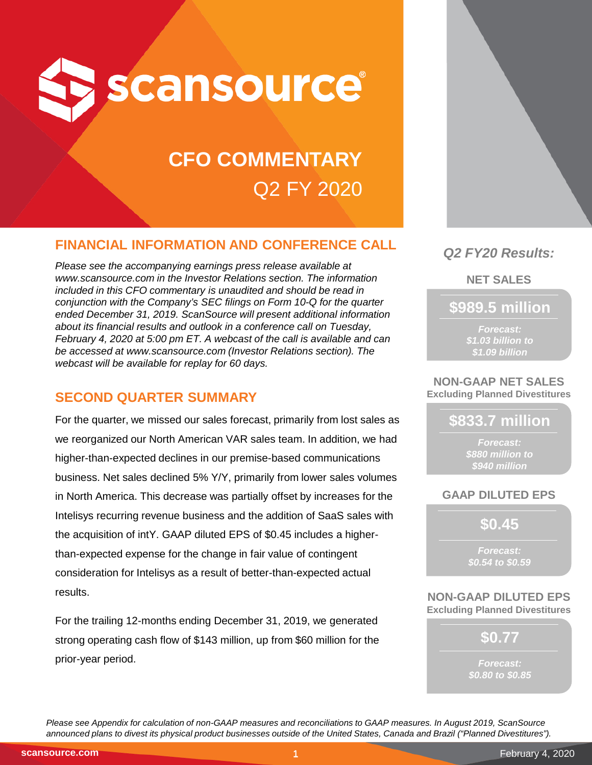# scansource®

## CFO COMMENTARY
## Q2 FY 2020

## FINANCIAL INFORMATION AND CONFERENCE CALL

*Please see the accompanying earnings press release available at www.scansource.com in the Investor Relations section. The information included in this CFO commentary is unaudited and should be read in conjunction with the Company's SEC filings on Form 10-Q for the quarter ended December 31, 2019. ScanSource will present additional information about its financial results and outlook in a conference call on Tuesday, February 4, 2020 at 5:00 pm ET. A webcast of the call is available and can be accessed at www.scansource.com (Investor Relations section). The webcast will be available for replay for 60 days.*

## SECOND QUARTER SUMMARY

For the quarter, we missed our sales forecast, primarily from lost sales as we reorganized our North American VAR sales team. In addition, we had higher-than-expected declines in our premise-based communications business. Net sales declined 5% Y/Y, primarily from lower sales volumes in North America. This decrease was partially offset by increases for the Intelisys recurring revenue business and the addition of SaaS sales with the acquisition of intY. GAAP diluted EPS of $0.45 includes a higher-than-expected expense for the change in fair value of contingent consideration for Intelisys as a result of better-than-expected actual results.

For the trailing 12-months ending December 31, 2019, we generated strong operating cash flow of $143 million, up from $60 million for the prior-year period.

### *Q2 FY20 Results:*

**NET SALES**

**$989.5 million**

*Forecast: $1.03 billion to $1.09 billion*

**NON-GAAP NET SALES**
**Excluding Planned Divestitures**

**$833.7 million**

*Forecast: $880 million to $940 million*

**GAAP DILUTED EPS**

**$0.45**

*Forecast: $0.54 to $0.59*

**NON-GAAP DILUTED EPS**
**Excluding Planned Divestitures**

**$0.77**

*Forecast: $0.80 to $0.85*

*Please see Appendix for calculation of non-GAAP measures and reconciliations to GAAP measures. In August 2019, ScanSource announced plans to divest its physical product businesses outside of the United States, Canada and Brazil ("Planned Divestitures").*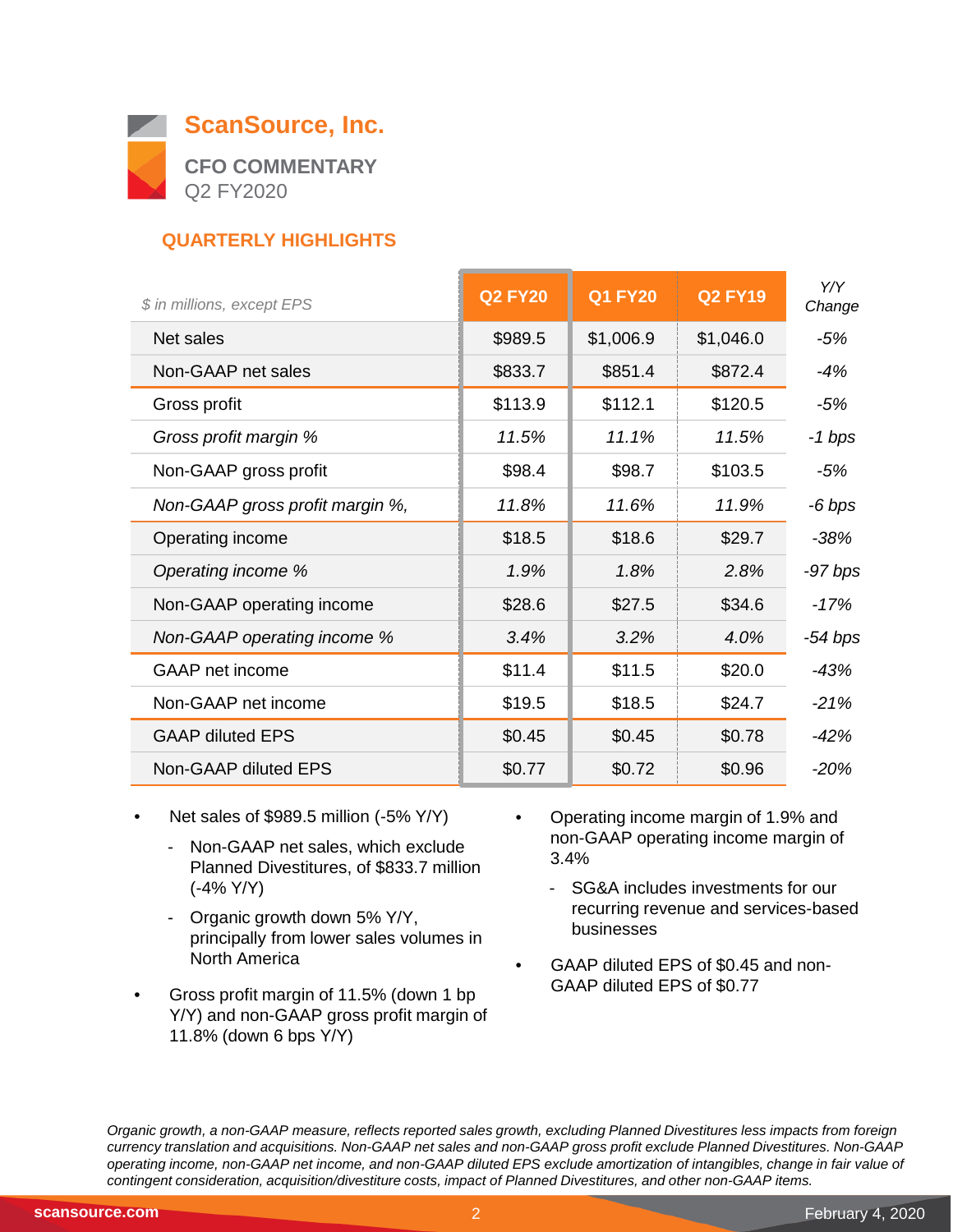# ScanSource, Inc.

## CFO COMMENTARY

Q2 FY2020

### QUARTERLY HIGHLIGHTS

| *$ in millions, except EPS* | Q2 FY20 | Q1 FY20 | Q2 FY19 | *Y/Y Change* |
|---|---|---|---|---|
| Net sales | $989.5 | $1,006.9 | $1,046.0 | *-5%* |
| Non-GAAP net sales | $833.7 | $851.4 | $872.4 | *-4%* |
| Gross profit | $113.9 | $112.1 | $120.5 | *-5%* |
| *Gross profit margin %* | *11.5%* | *11.1%* | *11.5%* | *-1 bps* |
| Non-GAAP gross profit | $98.4 | $98.7 | $103.5 | *-5%* |
| *Non-GAAP gross profit margin %,* | *11.8%* | *11.6%* | *11.9%* | *-6 bps* |
| Operating income | $18.5 | $18.6 | $29.7 | *-38%* |
| *Operating income %* | *1.9%* | *1.8%* | *2.8%* | *-97 bps* |
| Non-GAAP operating income | $28.6 | $27.5 | $34.6 | *-17%* |
| *Non-GAAP operating income %* | *3.4%* | *3.2%* | *4.0%* | *-54 bps* |
| GAAP net income | $11.4 | $11.5 | $20.0 | *-43%* |
| Non-GAAP net income | $19.5 | $18.5 | $24.7 | *-21%* |
| GAAP diluted EPS | $0.45 | $0.45 | $0.78 | *-42%* |
| Non-GAAP diluted EPS | $0.77 | $0.72 | $0.96 | *-20%* |

- Net sales of $989.5 million (-5% Y/Y)
  - Non-GAAP net sales, which exclude Planned Divestitures, of $833.7 million (-4% Y/Y)
  - Organic growth down 5% Y/Y, principally from lower sales volumes in North America
- Gross profit margin of 11.5% (down 1 bp Y/Y) and non-GAAP gross profit margin of 11.8% (down 6 bps Y/Y)
- Operating income margin of 1.9% and non-GAAP operating income margin of 3.4%
  - SG&A includes investments for our recurring revenue and services-based businesses
- GAAP diluted EPS of $0.45 and non-GAAP diluted EPS of $0.77

*Organic growth, a non-GAAP measure, reflects reported sales growth, excluding Planned Divestitures less impacts from foreign currency translation and acquisitions. Non-GAAP net sales and non-GAAP gross profit exclude Planned Divestitures. Non-GAAP operating income, non-GAAP net income, and non-GAAP diluted EPS exclude amortization of intangibles, change in fair value of contingent consideration, acquisition/divestiture costs, impact of Planned Divestitures, and other non-GAAP items.*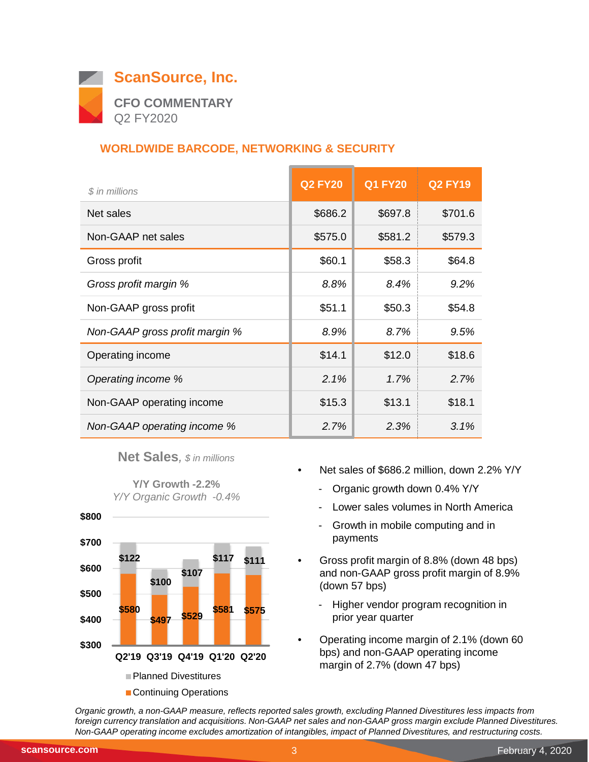# ScanSource, Inc.

## CFO COMMENTARY
Q2 FY2020

### WORLDWIDE BARCODE, NETWORKING & SECURITY

| *$ in millions* | Q2 FY20 | Q1 FY20 | Q2 FY19 |
|---|---|---|---|
| Net sales | $686.2 | $697.8 | $701.6 |
| Non-GAAP net sales | $575.0 | $581.2 | $579.3 |
| Gross profit | $60.1 | $58.3 | $64.8 |
| *Gross profit margin %* | *8.8%* | *8.4%* | *9.2%* |
| Non-GAAP gross profit | $51.1 | $50.3 | $54.8 |
| *Non-GAAP gross profit margin %* | *8.9%* | *8.7%* | *9.5%* |
| Operating income | $14.1 | $12.0 | $18.6 |
| *Operating income %* | *2.1%* | *1.7%* | *2.7%* |
| Non-GAAP operating income | $15.3 | $13.1 | $18.1 |
| *Non-GAAP operating income %* | *2.7%* | *2.3%* | *3.1%* |

**Net Sales**, *$ in millions*

Y/Y Growth -2.2%
*Y/Y Organic Growth -0.4%*

$800
$700
$600
$500
$400
$300

$122 $100 $107 $117 $111
$580 $497 $529 $581 $575

Q2'19 Q3'19 Q4'19 Q1'20 Q2'20

Planned Divestitures
Continuing Operations

- Net sales of $686.2 million, down 2.2% Y/Y
  - Organic growth down 0.4% Y/Y
  - Lower sales volumes in North America
  - Growth in mobile computing and in payments
- Gross profit margin of 8.8% (down 48 bps) and non-GAAP gross profit margin of 8.9% (down 57 bps)
  - Higher vendor program recognition in prior year quarter
- Operating income margin of 2.1% (down 60 bps) and non-GAAP operating income margin of 2.7% (down 47 bps)

*Organic growth, a non-GAAP measure, reflects reported sales growth, excluding Planned Divestitures less impacts from foreign currency translation and acquisitions. Non-GAAP net sales and non-GAAP gross margin exclude Planned Divestitures. Non-GAAP operating income excludes amortization of intangibles, impact of Planned Divestitures, and restructuring costs.*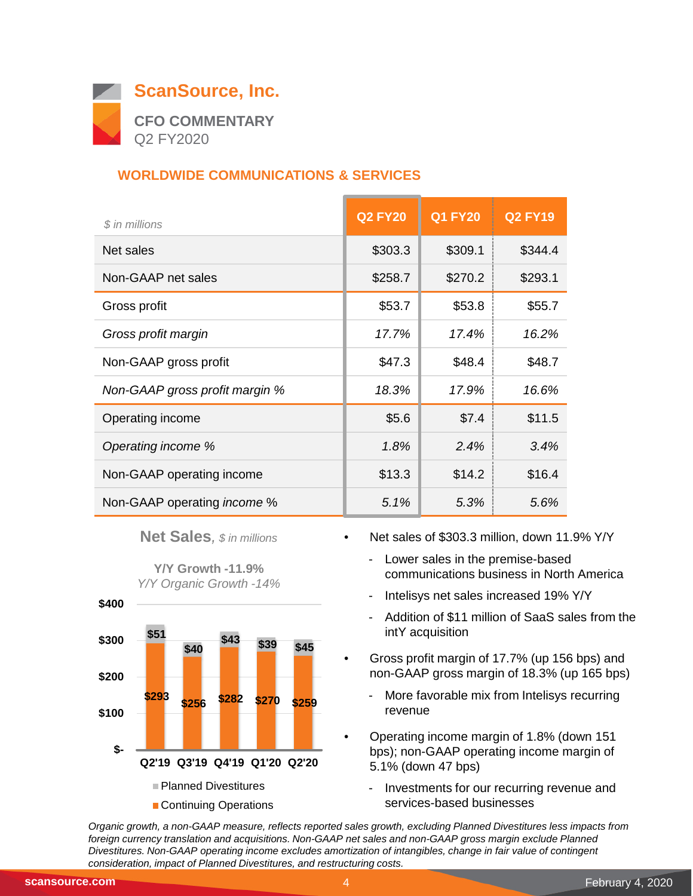# ScanSource, Inc.

**CFO COMMENTARY**
Q2 FY2020

## WORLDWIDE COMMUNICATIONS & SERVICES

| *$ in millions* | Q2 FY20 | Q1 FY20 | Q2 FY19 |
|---|---|---|---|
| Net sales | $303.3 | $309.1 | $344.4 |
| Non-GAAP net sales | $258.7 | $270.2 | $293.1 |
| Gross profit | $53.7 | $53.8 | $55.7 |
| *Gross profit margin* | *17.7%* | *17.4%* | *16.2%* |
| Non-GAAP gross profit | $47.3 | $48.4 | $48.7 |
| *Non-GAAP gross profit margin %* | *18.3%* | *17.9%* | *16.6%* |
| Operating income | $5.6 | $7.4 | $11.5 |
| *Operating income %* | *1.8%* | *2.4%* | *3.4%* |
| Non-GAAP operating income | $13.3 | $14.2 | $16.4 |
| Non-GAAP operating *income* % | *5.1%* | *5.3%* | *5.6%* |

**Net Sales**, *$ in millions*

Y/Y Growth -11.9%
*Y/Y Organic Growth -14%*

$400
$300
$200
$100
$-

$51 $40 $43 $39 $45
$293 $256 $282 $270 $259
Q2'19 Q3'19 Q4'19 Q1'20 Q2'20

Planned Divestitures
Continuing Operations

- Net sales of $303.3 million, down 11.9% Y/Y
  - Lower sales in the premise-based communications business in North America
  - Intelisys net sales increased 19% Y/Y
  - Addition of $11 million of SaaS sales from the intY acquisition
- Gross profit margin of 17.7% (up 156 bps) and non-GAAP gross margin of 18.3% (up 165 bps)
  - More favorable mix from Intelisys recurring revenue
- Operating income margin of 1.8% (down 151 bps); non-GAAP operating income margin of 5.1% (down 47 bps)
  - Investments for our recurring revenue and services-based businesses

*Organic growth, a non-GAAP measure, reflects reported sales growth, excluding Planned Divestitures less impacts from foreign currency translation and acquisitions. Non-GAAP net sales and non-GAAP gross margin exclude Planned Divestitures. Non-GAAP operating income excludes amortization of intangibles, change in fair value of contingent consideration, impact of Planned Divestitures, and restructuring costs.*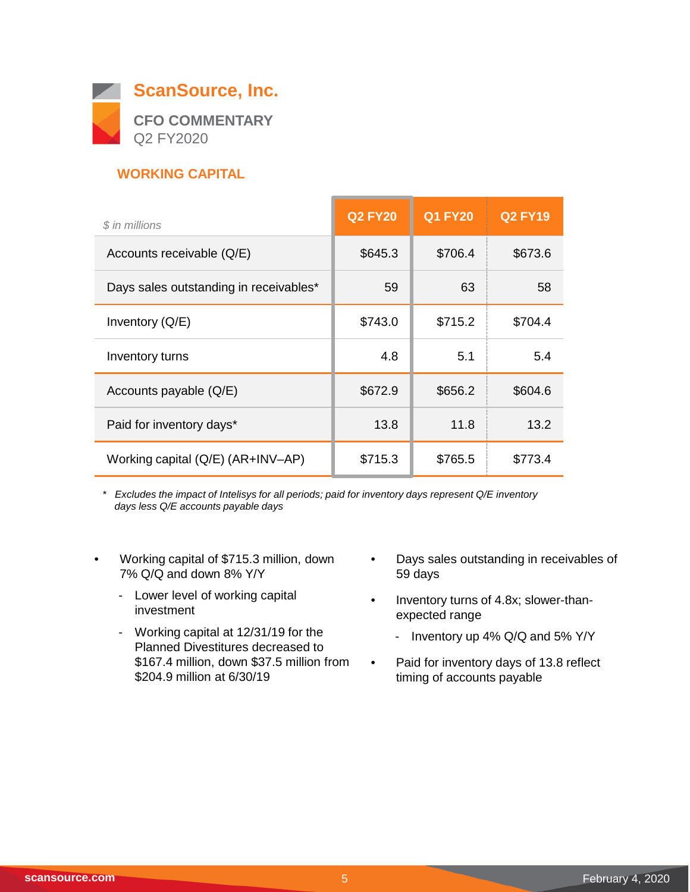# ScanSource, Inc.

## CFO COMMENTARY

Q2 FY2020

### WORKING CAPITAL

| *$ in millions* | Q2 FY20 | Q1 FY20 | Q2 FY19 |
|---|---|---|---|
| Accounts receivable (Q/E) | $645.3 | $706.4 | $673.6 |
| Days sales outstanding in receivables* | 59 | 63 | 58 |
| Inventory (Q/E) | $743.0 | $715.2 | $704.4 |
| Inventory turns | 4.8 | 5.1 | 5.4 |
| Accounts payable (Q/E) | $672.9 | $656.2 | $604.6 |
| Paid for inventory days* | 13.8 | 11.8 | 13.2 |
| Working capital (Q/E) (AR+INV–AP) | $715.3 | $765.5 | $773.4 |

*\* Excludes the impact of Intelisys for all periods; paid for inventory days represent Q/E inventory days less Q/E accounts payable days*

- Working capital of $715.3 million, down 7% Q/Q and down 8% Y/Y
  - Lower level of working capital investment
  - Working capital at 12/31/19 for the Planned Divestitures decreased to $167.4 million, down $37.5 million from $204.9 million at 6/30/19
- Days sales outstanding in receivables of 59 days
- Inventory turns of 4.8x; slower-than-expected range
  - Inventory up 4% Q/Q and 5% Y/Y
- Paid for inventory days of 13.8 reflect timing of accounts payable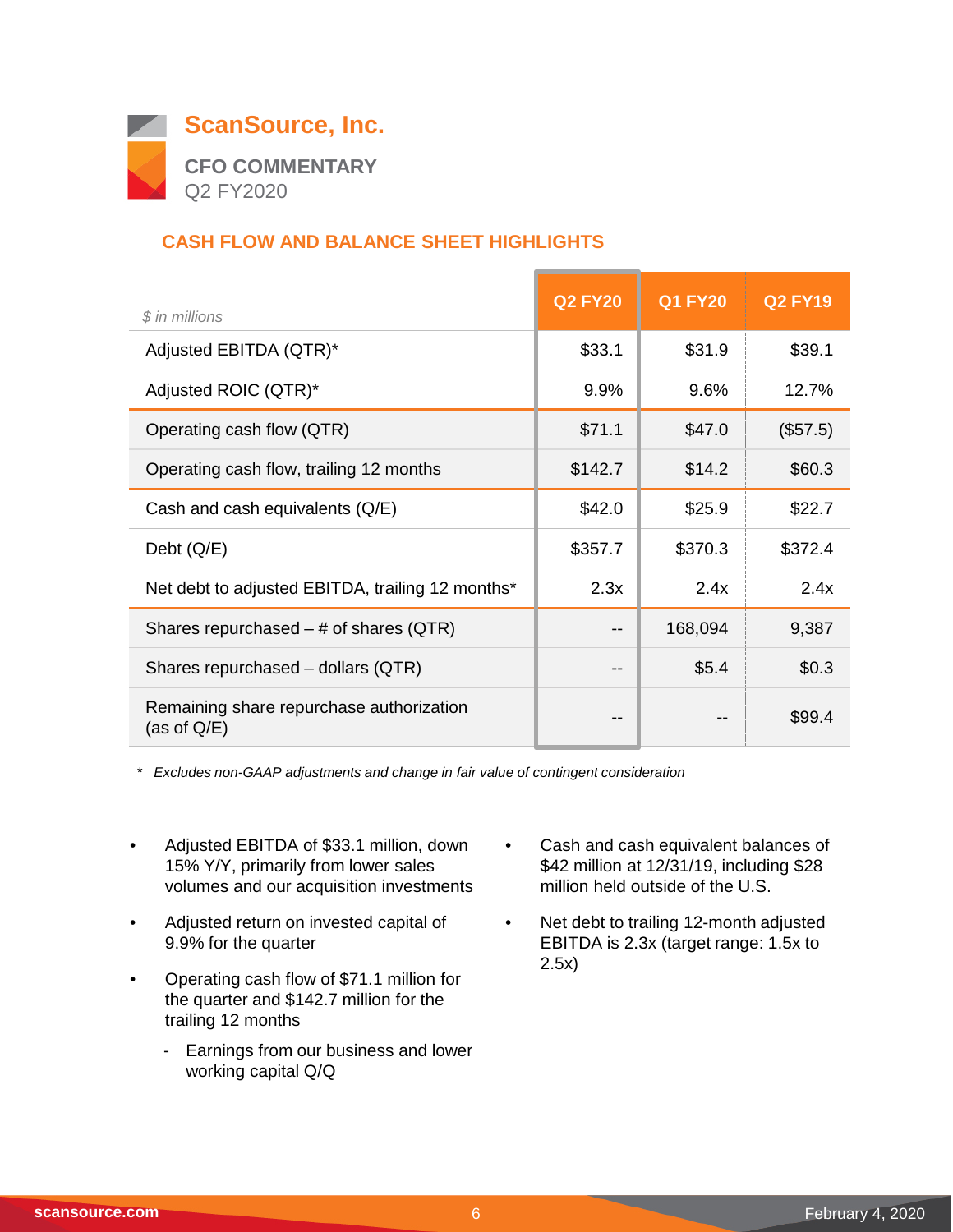# ScanSource, Inc.

**CFO COMMENTARY**
Q2 FY2020

## CASH FLOW AND BALANCE SHEET HIGHLIGHTS

| *$ in millions* | Q2 FY20 | Q1 FY20 | Q2 FY19 |
|---|---|---|---|
| Adjusted EBITDA (QTR)* | $33.1 | $31.9 | $39.1 |
| Adjusted ROIC (QTR)* | 9.9% | 9.6% | 12.7% |
| Operating cash flow (QTR) | $71.1 | $47.0 | ($57.5) |
| Operating cash flow, trailing 12 months | $142.7 | $14.2 | $60.3 |
| Cash and cash equivalents (Q/E) | $42.0 | $25.9 | $22.7 |
| Debt (Q/E) | $357.7 | $370.3 | $372.4 |
| Net debt to adjusted EBITDA, trailing 12 months* | 2.3x | 2.4x | 2.4x |
| Shares repurchased – # of shares (QTR) | -- | 168,094 | 9,387 |
| Shares repurchased – dollars (QTR) | -- | $5.4 | $0.3 |
| Remaining share repurchase authorization (as of Q/E) | -- | -- | $99.4 |

\* *Excludes non-GAAP adjustments and change in fair value of contingent consideration*

- Adjusted EBITDA of $33.1 million, down 15% Y/Y, primarily from lower sales volumes and our acquisition investments
- Adjusted return on invested capital of 9.9% for the quarter
- Operating cash flow of $71.1 million for the quarter and $142.7 million for the trailing 12 months
  - Earnings from our business and lower working capital Q/Q
- Cash and cash equivalent balances of $42 million at 12/31/19, including $28 million held outside of the U.S.
- Net debt to trailing 12-month adjusted EBITDA is 2.3x (target range: 1.5x to 2.5x)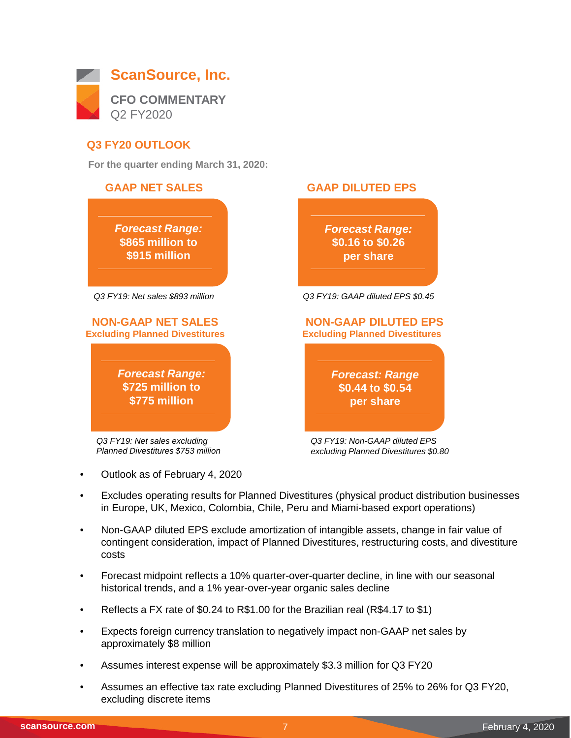# ScanSource, Inc.

**CFO COMMENTARY**
Q2 FY2020

## Q3 FY20 OUTLOOK

**For the quarter ending March 31, 2020:**

### GAAP NET SALES

***Forecast Range:***
**$865 million to $915 million**

*Q3 FY19: Net sales $893 million*

### GAAP DILUTED EPS

***Forecast Range:***
**$0.16 to $0.26 per share**

*Q3 FY19: GAAP diluted EPS $0.45*

### NON-GAAP NET SALES
**Excluding Planned Divestitures**

***Forecast Range:***
**$725 million to $775 million**

*Q3 FY19: Net sales excluding Planned Divestitures $753 million*

### NON-GAAP DILUTED EPS
**Excluding Planned Divestitures**

***Forecast: Range***
**$0.44 to $0.54 per share**

*Q3 FY19: Non-GAAP diluted EPS excluding Planned Divestitures $0.80*

- Outlook as of February 4, 2020
- Excludes operating results for Planned Divestitures (physical product distribution businesses in Europe, UK, Mexico, Colombia, Chile, Peru and Miami-based export operations)
- Non-GAAP diluted EPS exclude amortization of intangible assets, change in fair value of contingent consideration, impact of Planned Divestitures, restructuring costs, and divestiture costs
- Forecast midpoint reflects a 10% quarter-over-quarter decline, in line with our seasonal historical trends, and a 1% year-over-year organic sales decline
- Reflects a FX rate of $0.24 to R$1.00 for the Brazilian real (R$4.17 to $1)
- Expects foreign currency translation to negatively impact non-GAAP net sales by approximately $8 million
- Assumes interest expense will be approximately $3.3 million for Q3 FY20
- Assumes an effective tax rate excluding Planned Divestitures of 25% to 26% for Q3 FY20, excluding discrete items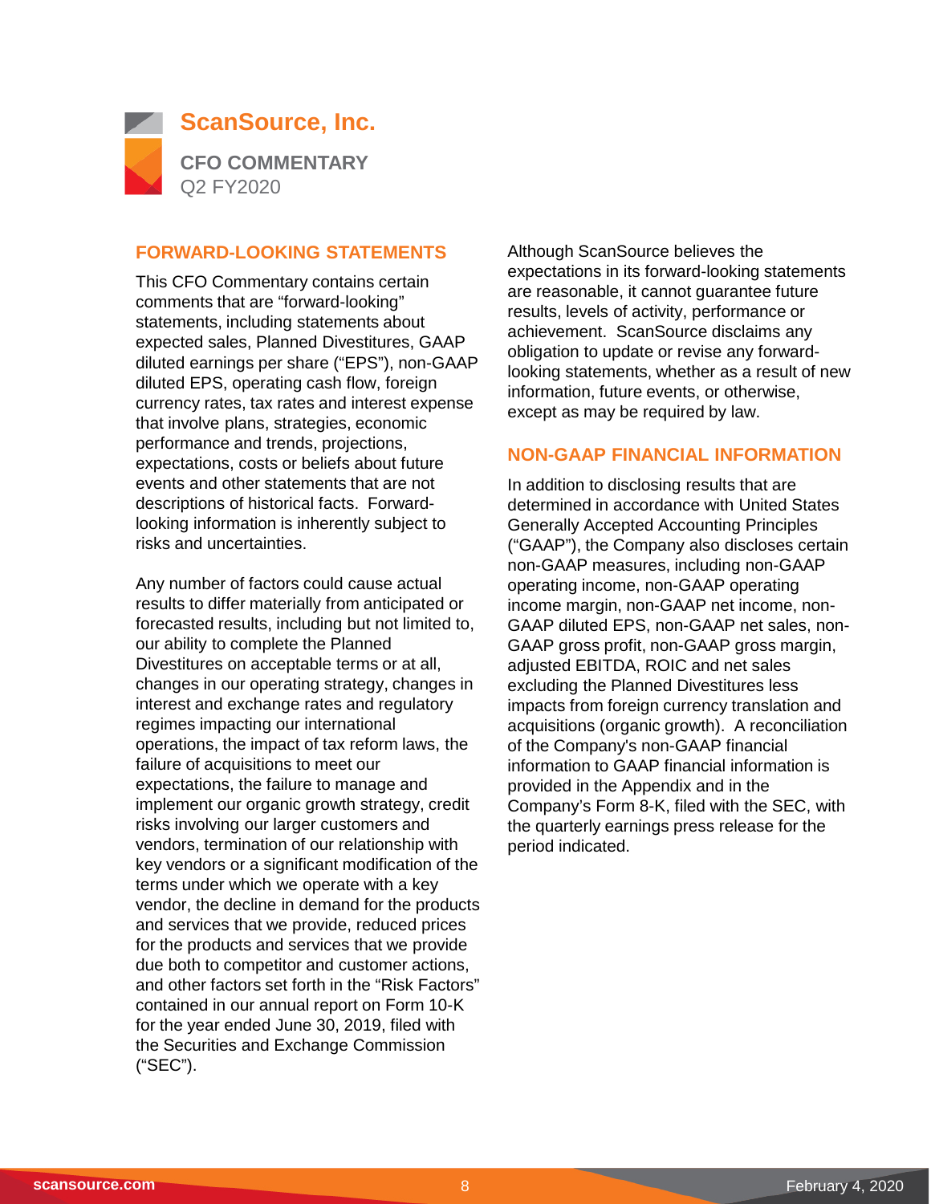# ScanSource, Inc.

**CFO COMMENTARY**
Q2 FY2020

## FORWARD-LOOKING STATEMENTS

This CFO Commentary contains certain comments that are "forward-looking" statements, including statements about expected sales, Planned Divestitures, GAAP diluted earnings per share ("EPS"), non-GAAP diluted EPS, operating cash flow, foreign currency rates, tax rates and interest expense that involve plans, strategies, economic performance and trends, projections, expectations, costs or beliefs about future events and other statements that are not descriptions of historical facts. Forward-looking information is inherently subject to risks and uncertainties.

Any number of factors could cause actual results to differ materially from anticipated or forecasted results, including but not limited to, our ability to complete the Planned Divestitures on acceptable terms or at all, changes in our operating strategy, changes in interest and exchange rates and regulatory regimes impacting our international operations, the impact of tax reform laws, the failure of acquisitions to meet our expectations, the failure to manage and implement our organic growth strategy, credit risks involving our larger customers and vendors, termination of our relationship with key vendors or a significant modification of the terms under which we operate with a key vendor, the decline in demand for the products and services that we provide, reduced prices for the products and services that we provide due both to competitor and customer actions, and other factors set forth in the "Risk Factors" contained in our annual report on Form 10-K for the year ended June 30, 2019, filed with the Securities and Exchange Commission ("SEC").

Although ScanSource believes the expectations in its forward-looking statements are reasonable, it cannot guarantee future results, levels of activity, performance or achievement. ScanSource disclaims any obligation to update or revise any forward-looking statements, whether as a result of new information, future events, or otherwise, except as may be required by law.

## NON-GAAP FINANCIAL INFORMATION

In addition to disclosing results that are determined in accordance with United States Generally Accepted Accounting Principles ("GAAP"), the Company also discloses certain non-GAAP measures, including non-GAAP operating income, non-GAAP operating income margin, non-GAAP net income, non-GAAP diluted EPS, non-GAAP net sales, non-GAAP gross profit, non-GAAP gross margin, adjusted EBITDA, ROIC and net sales excluding the Planned Divestitures less impacts from foreign currency translation and acquisitions (organic growth). A reconciliation of the Company's non-GAAP financial information to GAAP financial information is provided in the Appendix and in the Company's Form 8-K, filed with the SEC, with the quarterly earnings press release for the period indicated.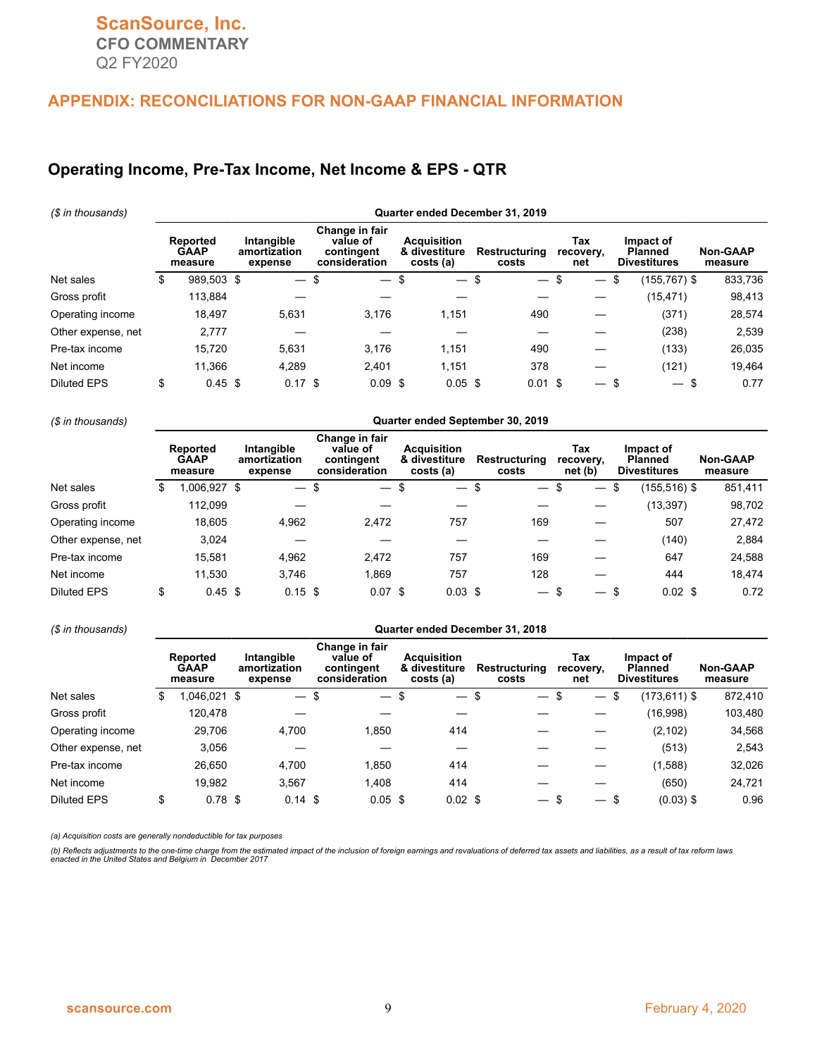## APPENDIX: RECONCILIATIONS FOR NON-GAAP FINANCIAL INFORMATION

### Operating Income, Pre-Tax Income, Net Income & EPS - QTR

*($ in thousands)*

| | Quarter ended December 31, 2019 | | | | | | | |
|---|---|---|---|---|---|---|---|---|
| | Reported GAAP measure | Intangible amortization expense | Change in fair value of contingent consideration | Acquisition & divestiture costs (a) | Restructuring costs | Tax recovery, net | Impact of Planned Divestitures | Non-GAAP measure |
| Net sales | $ 989,503 | $ — | $ — | $ — | $ — | $ — | $ (155,767) | $ 833,736 |
| Gross profit | 113,884 | — | — | — | — | — | (15,471) | 98,413 |
| Operating income | 18,497 | 5,631 | 3,176 | 1,151 | 490 | — | (371) | 28,574 |
| Other expense, net | 2,777 | — | — | — | — | — | (238) | 2,539 |
| Pre-tax income | 15,720 | 5,631 | 3,176 | 1,151 | 490 | — | (133) | 26,035 |
| Net income | 11,366 | 4,289 | 2,401 | 1,151 | 378 | — | (121) | 19,464 |
| Diluted EPS | $ 0.45 | $ 0.17 | $ 0.09 | $ 0.05 | $ 0.01 | $ — | $ — | $ 0.77 |

*($ in thousands)*

| | Quarter ended September 30, 2019 | | | | | | | |
|---|---|---|---|---|---|---|---|---|
| | Reported GAAP measure | Intangible amortization expense | Change in fair value of contingent consideration | Acquisition & divestiture costs (a) | Restructuring costs | Tax recovery, net (b) | Impact of Planned Divestitures | Non-GAAP measure |
| Net sales | $ 1,006,927 | $ — | $ — | $ — | $ — | $ — | $ (155,516) | $ 851,411 |
| Gross profit | 112,099 | — | — | — | — | — | (13,397) | 98,702 |
| Operating income | 18,605 | 4,962 | 2,472 | 757 | 169 | — | 507 | 27,472 |
| Other expense, net | 3,024 | — | — | — | — | — | (140) | 2,884 |
| Pre-tax income | 15,581 | 4,962 | 2,472 | 757 | 169 | — | 647 | 24,588 |
| Net income | 11,530 | 3,746 | 1,869 | 757 | 128 | — | 444 | 18,474 |
| Diluted EPS | $ 0.45 | $ 0.15 | $ 0.07 | $ 0.03 | $ — | $ — | $ 0.02 | $ 0.72 |

*($ in thousands)*

| | Quarter ended December 31, 2018 | | | | | | | |
|---|---|---|---|---|---|---|---|---|
| | Reported GAAP measure | Intangible amortization expense | Change in fair value of contingent consideration | Acquisition & divestiture costs (a) | Restructuring costs | Tax recovery, net | Impact of Planned Divestitures | Non-GAAP measure |
| Net sales | $ 1,046,021 | $ — | $ — | $ — | $ — | $ — | $ (173,611) | $ 872,410 |
| Gross profit | 120,478 | — | — | — | — | — | (16,998) | 103,480 |
| Operating income | 29,706 | 4,700 | 1,850 | 414 | — | — | (2,102) | 34,568 |
| Other expense, net | 3,056 | — | — | — | — | — | (513) | 2,543 |
| Pre-tax income | 26,650 | 4,700 | 1,850 | 414 | — | — | (1,588) | 32,026 |
| Net income | 19,982 | 3,567 | 1,408 | 414 | — | — | (650) | 24,721 |
| Diluted EPS | $ 0.78 | $ 0.14 | $ 0.05 | $ 0.02 | $ — | $ — | $ (0.03) | $ 0.96 |

*(a) Acquisition costs are generally nondeductible for tax purposes*

*(b) Reflects adjustments to the one-time charge from the estimated impact of the inclusion of foreign earnings and revaluations of deferred tax assets and liabilities, as a result of tax reform laws enacted in the United States and Belgium in December 2017*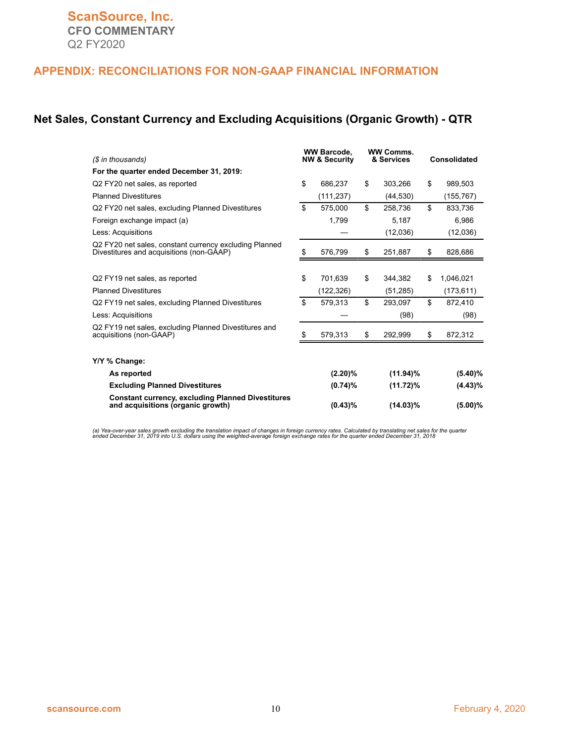# ScanSource, Inc.
## CFO COMMENTARY
Q2 FY2020

## APPENDIX: RECONCILIATIONS FOR NON-GAAP FINANCIAL INFORMATION

### Net Sales, Constant Currency and Excluding Acquisitions (Organic Growth) - QTR

| *($ in thousands)* | WW Barcode, NW & Security | WW Comms. & Services | Consolidated |
|---|---|---|---|
| **For the quarter ended December 31, 2019:** | | | |
| Q2 FY20 net sales, as reported | $ 686,237 | $ 303,266 | $ 989,503 |
| Planned Divestitures | (111,237) | (44,530) | (155,767) |
| Q2 FY20 net sales, excluding Planned Divestitures | $ 575,000 | $ 258,736 | $ 833,736 |
| Foreign exchange impact (a) | 1,799 | 5,187 | 6,986 |
| Less: Acquisitions | — | (12,036) | (12,036) |
| Q2 FY20 net sales, constant currency excluding Planned Divestitures and acquisitions (non-GAAP) | $ 576,799 | $ 251,887 | $ 828,686 |
| | | | |
| Q2 FY19 net sales, as reported | $ 701,639 | $ 344,382 | $ 1,046,021 |
| Planned Divestitures | (122,326) | (51,285) | (173,611) |
| Q2 FY19 net sales, excluding Planned Divestitures | $ 579,313 | $ 293,097 | $ 872,410 |
| Less: Acquisitions | — | (98) | (98) |
| Q2 FY19 net sales, excluding Planned Divestitures and acquisitions (non-GAAP) | $ 579,313 | $ 292,999 | $ 872,312 |
| | | | |
| **Y/Y % Change:** | | | |
| **As reported** | **(2.20)%** | **(11.94)%** | **(5.40)%** |
| **Excluding Planned Divestitures** | **(0.74)%** | **(11.72)%** | **(4.43)%** |
| **Constant currency, excluding Planned Divestitures and acquisitions (organic growth)** | **(0.43)%** | **(14.03)%** | **(5.00)%** |

*(a) Yea-over-year sales growth excluding the translation impact of changes in foreign currency rates. Calculated by translating net sales for the quarter ended December 31, 2019 into U.S. dollars using the weighted-average foreign exchange rates for the quarter ended December 31, 2018*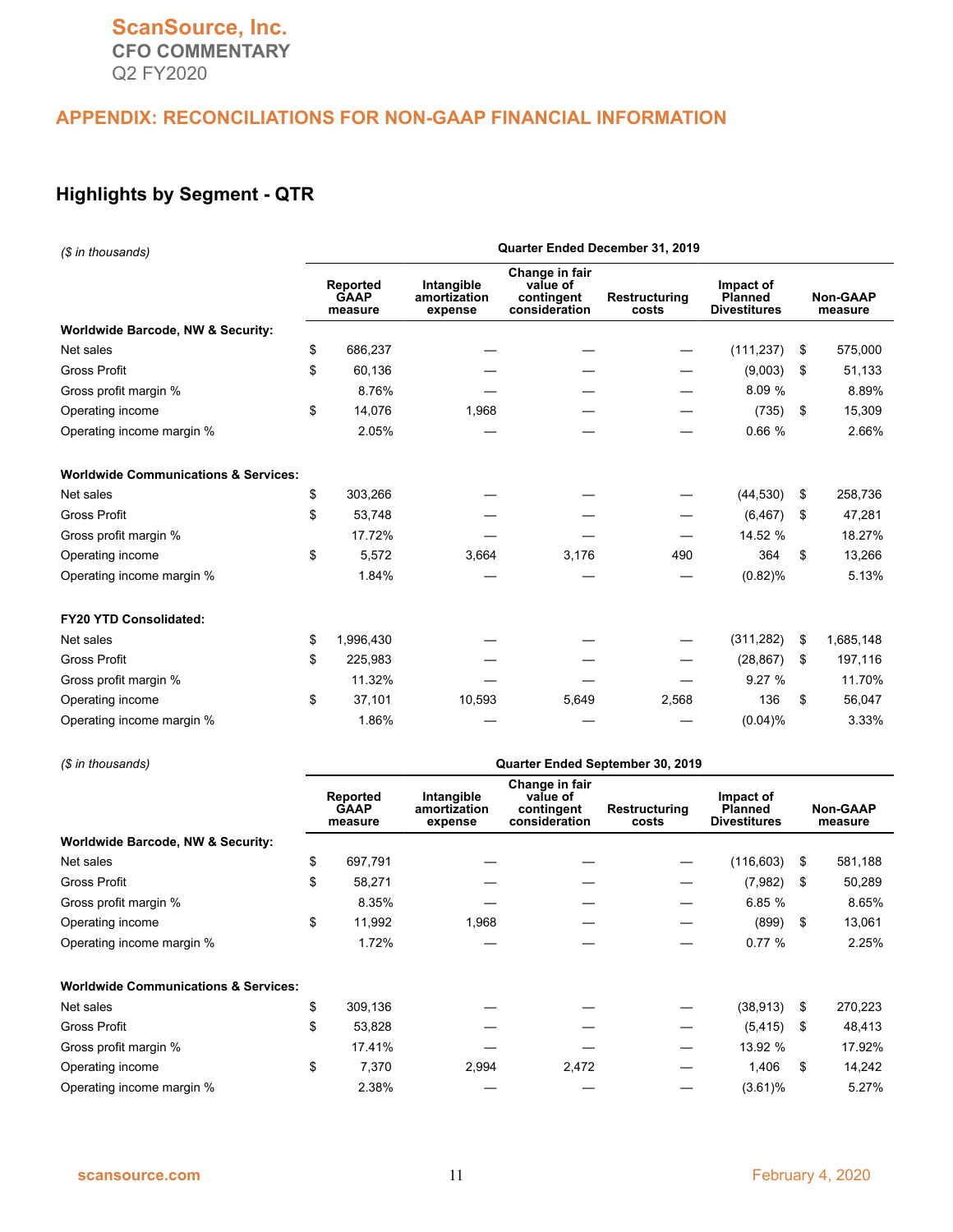## APPENDIX: RECONCILIATIONS FOR NON-GAAP FINANCIAL INFORMATION

### Highlights by Segment - QTR

| *($ in thousands)* | Quarter Ended December 31, 2019 | | | | | |
|---|---|---|---|---|---|---|
| | Reported GAAP measure | Intangible amortization expense | Change in fair value of contingent consideration | Restructuring costs | Impact of Planned Divestitures | Non-GAAP measure |
| **Worldwide Barcode, NW & Security:** | | | | | | |
| Net sales | $ 686,237 | — | — | — | (111,237) | $ 575,000 |
| Gross Profit | $ 60,136 | — | — | — | (9,003) | $ 51,133 |
| Gross profit margin % | 8.76% | — | — | — | 8.09 % | 8.89% |
| Operating income | $ 14,076 | 1,968 | — | — | (735) | $ 15,309 |
| Operating income margin % | 2.05% | — | — | — | 0.66 % | 2.66% |
| **Worldwide Communications & Services:** | | | | | | |
| Net sales | $ 303,266 | — | — | — | (44,530) | $ 258,736 |
| Gross Profit | $ 53,748 | — | — | — | (6,467) | $ 47,281 |
| Gross profit margin % | 17.72% | — | — | — | 14.52 % | 18.27% |
| Operating income | $ 5,572 | 3,664 | 3,176 | 490 | 364 | $ 13,266 |
| Operating income margin % | 1.84% | — | — | — | (0.82)% | 5.13% |
| **FY20 YTD Consolidated:** | | | | | | |
| Net sales | $ 1,996,430 | — | — | — | (311,282) | $ 1,685,148 |
| Gross Profit | $ 225,983 | — | — | — | (28,867) | $ 197,116 |
| Gross profit margin % | 11.32% | — | — | — | 9.27 % | 11.70% |
| Operating income | $ 37,101 | 10,593 | 5,649 | 2,568 | 136 | $ 56,047 |
| Operating income margin % | 1.86% | — | — | — | (0.04)% | 3.33% |

| *($ in thousands)* | Quarter Ended September 30, 2019 | | | | | |
|---|---|---|---|---|---|---|
| | Reported GAAP measure | Intangible amortization expense | Change in fair value of contingent consideration | Restructuring costs | Impact of Planned Divestitures | Non-GAAP measure |
| **Worldwide Barcode, NW & Security:** | | | | | | |
| Net sales | $ 697,791 | — | — | — | (116,603) | $ 581,188 |
| Gross Profit | $ 58,271 | — | — | — | (7,982) | $ 50,289 |
| Gross profit margin % | 8.35% | — | — | — | 6.85 % | 8.65% |
| Operating income | $ 11,992 | 1,968 | — | — | (899) | $ 13,061 |
| Operating income margin % | 1.72% | — | — | — | 0.77 % | 2.25% |
| **Worldwide Communications & Services:** | | | | | | |
| Net sales | $ 309,136 | — | — | — | (38,913) | $ 270,223 |
| Gross Profit | $ 53,828 | — | — | — | (5,415) | $ 48,413 |
| Gross profit margin % | 17.41% | — | — | — | 13.92 % | 17.92% |
| Operating income | $ 7,370 | 2,994 | 2,472 | — | 1,406 | $ 14,242 |
| Operating income margin % | 2.38% | — | — | — | (3.61)% | 5.27% |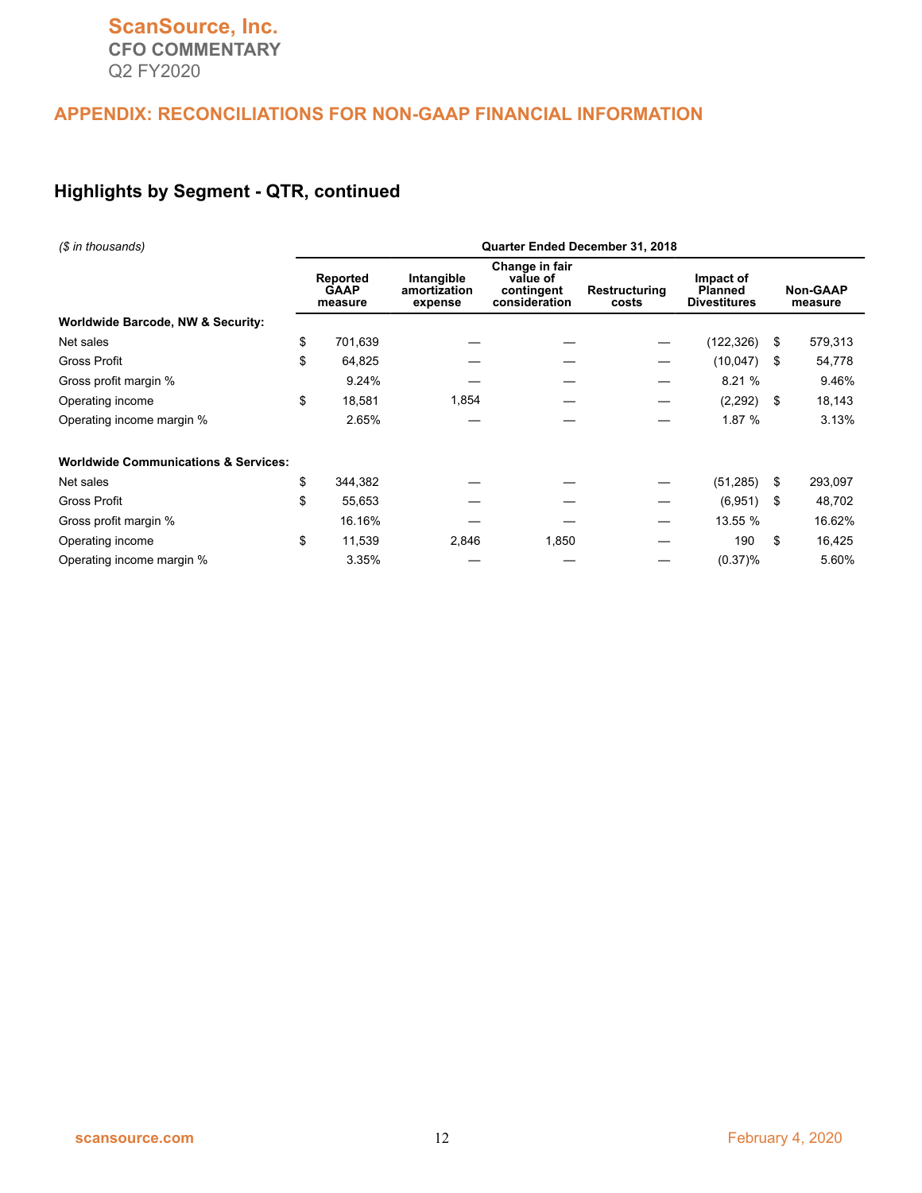ScanSource, Inc.
CFO COMMENTARY
Q2 FY2020

## APPENDIX: RECONCILIATIONS FOR NON-GAAP FINANCIAL INFORMATION

### Highlights by Segment - QTR, continued

| *($ in thousands)* | Quarter Ended December 31, 2018 | | | | | |
|---|---|---|---|---|---|---|
| | Reported GAAP measure | Intangible amortization expense | Change in fair value of contingent consideration | Restructuring costs | Impact of Planned Divestitures | Non-GAAP measure |
| **Worldwide Barcode, NW & Security:** | | | | | | |
| Net sales | $ 701,639 | — | — | — | (122,326) | $ 579,313 |
| Gross Profit | $ 64,825 | — | — | — | (10,047) | $ 54,778 |
| Gross profit margin % | 9.24% | — | — | — | 8.21 % | 9.46% |
| Operating income | $ 18,581 | 1,854 | — | — | (2,292) | $ 18,143 |
| Operating income margin % | 2.65% | — | — | — | 1.87 % | 3.13% |
| **Worldwide Communications & Services:** | | | | | | |
| Net sales | $ 344,382 | — | — | — | (51,285) | $ 293,097 |
| Gross Profit | $ 55,653 | — | — | — | (6,951) | $ 48,702 |
| Gross profit margin % | 16.16% | — | — | — | 13.55 % | 16.62% |
| Operating income | $ 11,539 | 2,846 | 1,850 | — | 190 | $ 16,425 |
| Operating income margin % | 3.35% | — | — | — | (0.37)% | 5.60% |

scansource.com February 4, 2020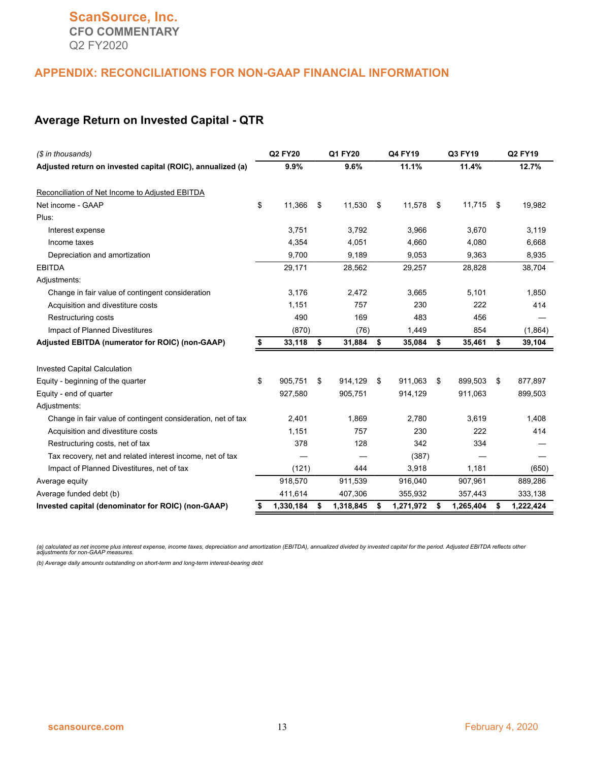# ScanSource, Inc.

**CFO COMMENTARY**

Q2 FY2020

## APPENDIX: RECONCILIATIONS FOR NON-GAAP FINANCIAL INFORMATION

### Average Return on Invested Capital - QTR

| *($ in thousands)* | Q2 FY20 | Q1 FY20 | Q4 FY19 | Q3 FY19 | Q2 FY19 |
|---|---|---|---|---|---|
| **Adjusted return on invested capital (ROIC), annualized (a)** | **9.9%** | **9.6%** | **11.1%** | **11.4%** | **12.7%** |
| | | | | | |
| Reconciliation of Net Income to Adjusted EBITDA | | | | | |
| Net income - GAAP | $ 11,366 | $ 11,530 | $ 11,578 | $ 11,715 | $ 19,982 |
| Plus: | | | | | |
| Interest expense | 3,751 | 3,792 | 3,966 | 3,670 | 3,119 |
| Income taxes | 4,354 | 4,051 | 4,660 | 4,080 | 6,668 |
| Depreciation and amortization | 9,700 | 9,189 | 9,053 | 9,363 | 8,935 |
| EBITDA | 29,171 | 28,562 | 29,257 | 28,828 | 38,704 |
| Adjustments: | | | | | |
| Change in fair value of contingent consideration | 3,176 | 2,472 | 3,665 | 5,101 | 1,850 |
| Acquisition and divestiture costs | 1,151 | 757 | 230 | 222 | 414 |
| Restructuring costs | 490 | 169 | 483 | 456 | — |
| Impact of Planned Divestitures | (870) | (76) | 1,449 | 854 | (1,864) |
| **Adjusted EBITDA (numerator for ROIC) (non-GAAP)** | **$ 33,118** | **$ 31,884** | **$ 35,084** | **$ 35,461** | **$ 39,104** |
| | | | | | |
| Invested Capital Calculation | | | | | |
| Equity - beginning of the quarter | $ 905,751 | $ 914,129 | $ 911,063 | $ 899,503 | $ 877,897 |
| Equity - end of quarter | 927,580 | 905,751 | 914,129 | 911,063 | 899,503 |
| Adjustments: | | | | | |
| Change in fair value of contingent consideration, net of tax | 2,401 | 1,869 | 2,780 | 3,619 | 1,408 |
| Acquisition and divestiture costs | 1,151 | 757 | 230 | 222 | 414 |
| Restructing costs, net of tax | 378 | 128 | 342 | 334 | — |
| Tax recovery, net and related interest income, net of tax | — | — | (387) | — | — |
| Impact of Planned Divestitures, net of tax | (121) | 444 | 3,918 | 1,181 | (650) |
| Average equity | 918,570 | 911,539 | 916,040 | 907,961 | 889,286 |
| Average funded debt (b) | 411,614 | 407,306 | 355,932 | 357,443 | 333,138 |
| **Invested capital (denominator for ROIC) (non-GAAP)** | **$ 1,330,184** | **$ 1,318,845** | **$ 1,271,972** | **$ 1,265,404** | **$ 1,222,424** |

*(a) calculated as net income plus interest expense, income taxes, depreciation and amortization (EBITDA), annualized divided by invested capital for the period. Adjusted EBITDA reflects other adjustments for non-GAAP measures.*

*(b) Average daily amounts outstanding on short-term and long-term interest-bearing debt*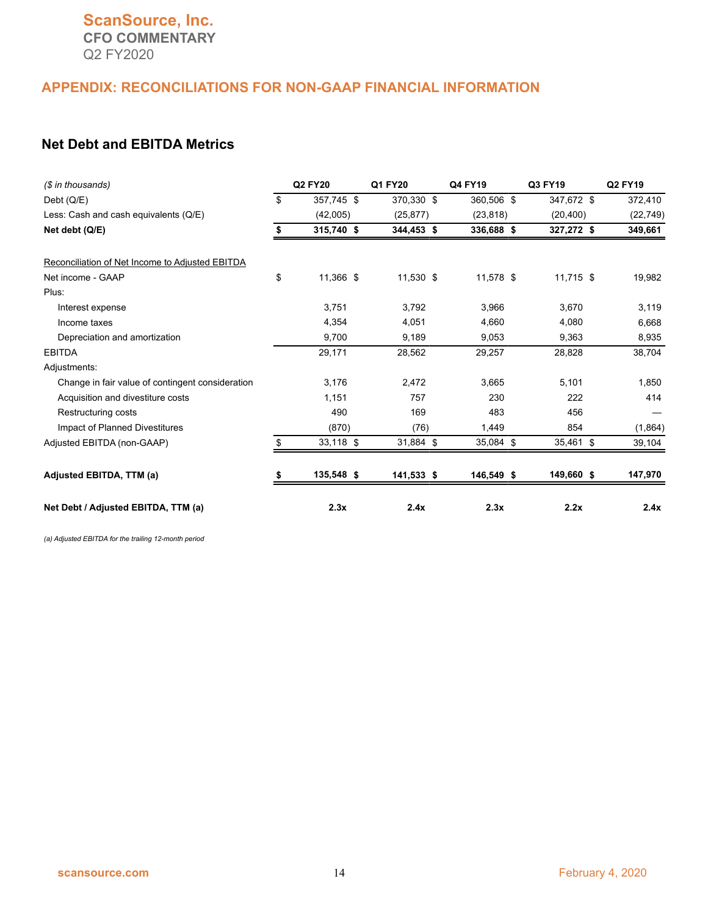# ScanSource, Inc.
## CFO COMMENTARY
Q2 FY2020

## APPENDIX: RECONCILIATIONS FOR NON-GAAP FINANCIAL INFORMATION

### Net Debt and EBITDA Metrics

| *($ in thousands)* | Q2 FY20 | Q1 FY20 | Q4 FY19 | Q3 FY19 | Q2 FY19 |
|---|---|---|---|---|---|
| Debt (Q/E) | $ 357,745 | $ 370,330 | $ 360,506 | $ 347,672 | $ 372,410 |
| Less: Cash and cash equivalents (Q/E) | (42,005) | (25,877) | (23,818) | (20,400) | (22,749) |
| **Net debt (Q/E)** | **$ 315,740** | **$ 344,453** | **$ 336,688** | **$ 327,272** | **$ 349,661** |
| | | | | | |
| Reconciliation of Net Income to Adjusted EBITDA | | | | | |
| Net income - GAAP | $ 11,366 | $ 11,530 | $ 11,578 | $ 11,715 | $ 19,982 |
| Plus: | | | | | |
| Interest expense | 3,751 | 3,792 | 3,966 | 3,670 | 3,119 |
| Income taxes | 4,354 | 4,051 | 4,660 | 4,080 | 6,668 |
| Depreciation and amortization | 9,700 | 9,189 | 9,053 | 9,363 | 8,935 |
| EBITDA | 29,171 | 28,562 | 29,257 | 28,828 | 38,704 |
| Adjustments: | | | | | |
| Change in fair value of contingent consideration | 3,176 | 2,472 | 3,665 | 5,101 | 1,850 |
| Acquisition and divestiture costs | 1,151 | 757 | 230 | 222 | 414 |
| Restructuring costs | 490 | 169 | 483 | 456 | — |
| Impact of Planned Divestitures | (870) | (76) | 1,449 | 854 | (1,864) |
| Adjusted EBITDA (non-GAAP) | $ 33,118 | $ 31,884 | $ 35,084 | $ 35,461 | $ 39,104 |
| | | | | | |
| **Adjusted EBITDA, TTM (a)** | **$ 135,548** | **$ 141,533** | **$ 146,549** | **$ 149,660** | **$ 147,970** |
| | | | | | |
| **Net Debt / Adjusted EBITDA, TTM (a)** | **2.3x** | **2.4x** | **2.3x** | **2.2x** | **2.4x** |

*(a) Adjusted EBITDA for the trailing 12-month period*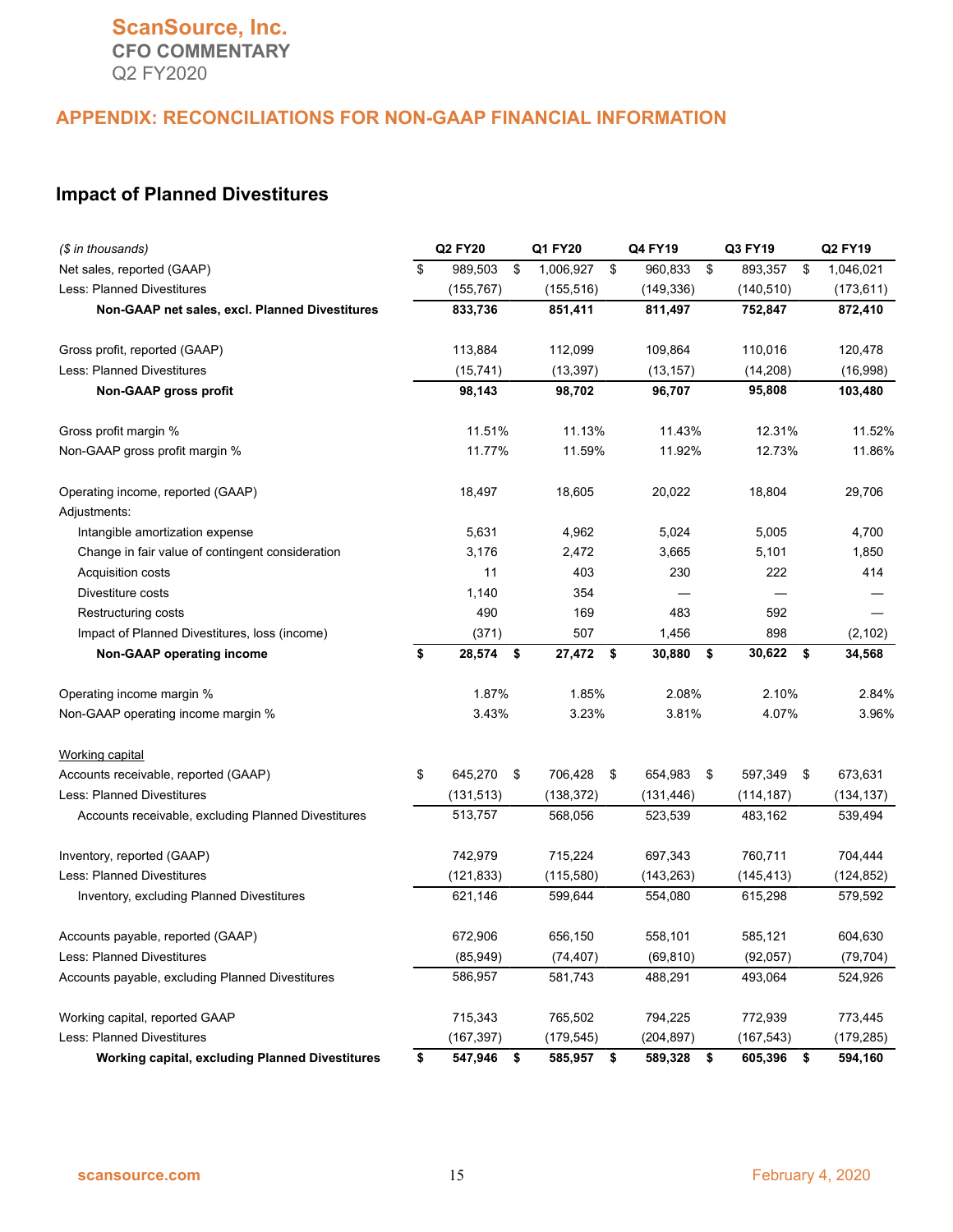ScanSource, Inc.
CFO COMMENTARY
Q2 FY2020

## APPENDIX: RECONCILIATIONS FOR NON-GAAP FINANCIAL INFORMATION

### Impact of Planned Divestitures

| *($ in thousands)* | Q2 FY20 | Q1 FY20 | Q4 FY19 | Q3 FY19 | Q2 FY19 |
|---|---|---|---|---|---|
| Net sales, reported (GAAP) | $ 989,503 | $ 1,006,927 | $ 960,833 | $ 893,357 | $ 1,046,021 |
| Less: Planned Divestitures | (155,767) | (155,516) | (149,336) | (140,510) | (173,611) |
| **Non-GAAP net sales, excl. Planned Divestitures** | **833,736** | **851,411** | **811,497** | **752,847** | **872,410** |
| | | | | | |
| Gross profit, reported (GAAP) | 113,884 | 112,099 | 109,864 | 110,016 | 120,478 |
| Less: Planned Divestitures | (15,741) | (13,397) | (13,157) | (14,208) | (16,998) |
| **Non-GAAP gross profit** | **98,143** | **98,702** | **96,707** | **95,808** | **103,480** |
| | | | | | |
| Gross profit margin % | 11.51% | 11.13% | 11.43% | 12.31% | 11.52% |
| Non-GAAP gross profit margin % | 11.77% | 11.59% | 11.92% | 12.73% | 11.86% |
| | | | | | |
| Operating income, reported (GAAP) | 18,497 | 18,605 | 20,022 | 18,804 | 29,706 |
| Adjustments: | | | | | |
| Intangible amortization expense | 5,631 | 4,962 | 5,024 | 5,005 | 4,700 |
| Change in fair value of contingent consideration | 3,176 | 2,472 | 3,665 | 5,101 | 1,850 |
| Acquisition costs | 11 | 403 | 230 | 222 | 414 |
| Divestiture costs | 1,140 | 354 | — | — | — |
| Restructuring costs | 490 | 169 | 483 | 592 | — |
| Impact of Planned Divestitures, loss (income) | (371) | 507 | 1,456 | 898 | (2,102) |
| **Non-GAAP operating income** | **$ 28,574** | **$ 27,472** | **$ 30,880** | **$ 30,622** | **$ 34,568** |
| | | | | | |
| Operating income margin % | 1.87% | 1.85% | 2.08% | 2.10% | 2.84% |
| Non-GAAP operating income margin % | 3.43% | 3.23% | 3.81% | 4.07% | 3.96% |
| | | | | | |
| Working capital | | | | | |
| Accounts receivable, reported (GAAP) | $ 645,270 | $ 706,428 | $ 654,983 | $ 597,349 | $ 673,631 |
| Less: Planned Divestitures | (131,513) | (138,372) | (131,446) | (114,187) | (134,137) |
| Accounts receivable, excluding Planned Divestitures | 513,757 | 568,056 | 523,539 | 483,162 | 539,494 |
| | | | | | |
| Inventory, reported (GAAP) | 742,979 | 715,224 | 697,343 | 760,711 | 704,444 |
| Less: Planned Divestitures | (121,833) | (115,580) | (143,263) | (145,413) | (124,852) |
| Inventory, excluding Planned Divestitures | 621,146 | 599,644 | 554,080 | 615,298 | 579,592 |
| | | | | | |
| Accounts payable, reported (GAAP) | 672,906 | 656,150 | 558,101 | 585,121 | 604,630 |
| Less: Planned Divestitures | (85,949) | (74,407) | (69,810) | (92,057) | (79,704) |
| Accounts payable, excluding Planned Divestitures | 586,957 | 581,743 | 488,291 | 493,064 | 524,926 |
| | | | | | |
| Working capital, reported GAAP | 715,343 | 765,502 | 794,225 | 772,939 | 773,445 |
| Less: Planned Divestitures | (167,397) | (179,545) | (204,897) | (167,543) | (179,285) |
| **Working capital, excluding Planned Divestitures** | **$ 547,946** | **$ 585,957** | **$ 589,328** | **$ 605,396** | **$ 594,160** |

scansource.com

February 4, 2020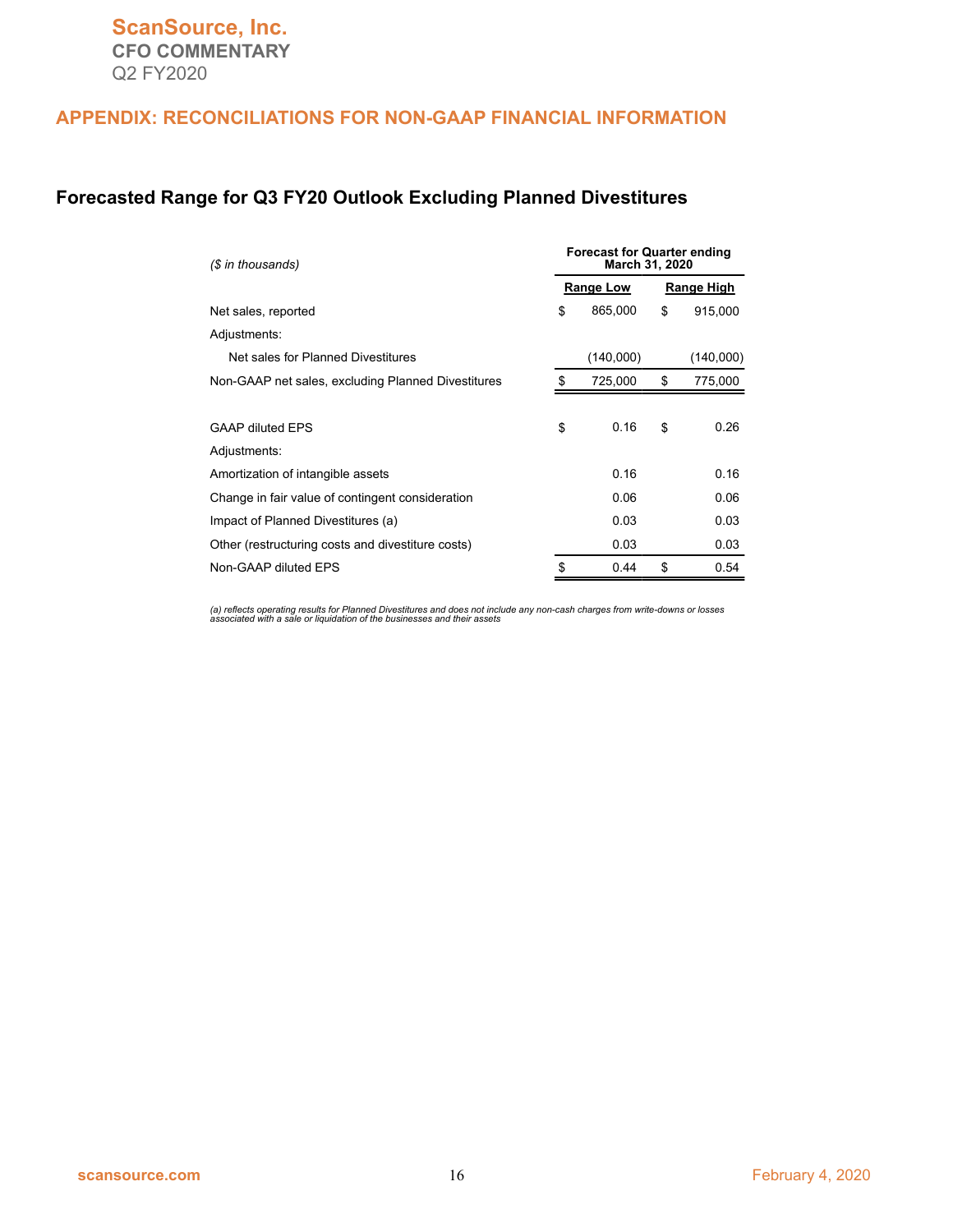## APPENDIX: RECONCILIATIONS FOR NON-GAAP FINANCIAL INFORMATION

### Forecasted Range for Q3 FY20 Outlook Excluding Planned Divestitures

| *($ in thousands)* | Forecast for Quarter ending March 31, 2020 | |
|---|---|---|
| | Range Low | Range High |
| Net sales, reported | $ 865,000 | $ 915,000 |
| Adjustments: | | |
| Net sales for Planned Divestitures | (140,000) | (140,000) |
| Non-GAAP net sales, excluding Planned Divestitures | $ 725,000 | $ 775,000 |
| | | |
| GAAP diluted EPS | $ 0.16 | $ 0.26 |
| Adjustments: | | |
| Amortization of intangible assets | 0.16 | 0.16 |
| Change in fair value of contingent consideration | 0.06 | 0.06 |
| Impact of Planned Divestitures (a) | 0.03 | 0.03 |
| Other (restructuring costs and divestiture costs) | 0.03 | 0.03 |
| Non-GAAP diluted EPS | $ 0.44 | $ 0.54 |

*(a) reflects operating results for Planned Divestitures and does not include any non-cash charges from write-downs or losses associated with a sale or liquidation of the businesses and their assets*